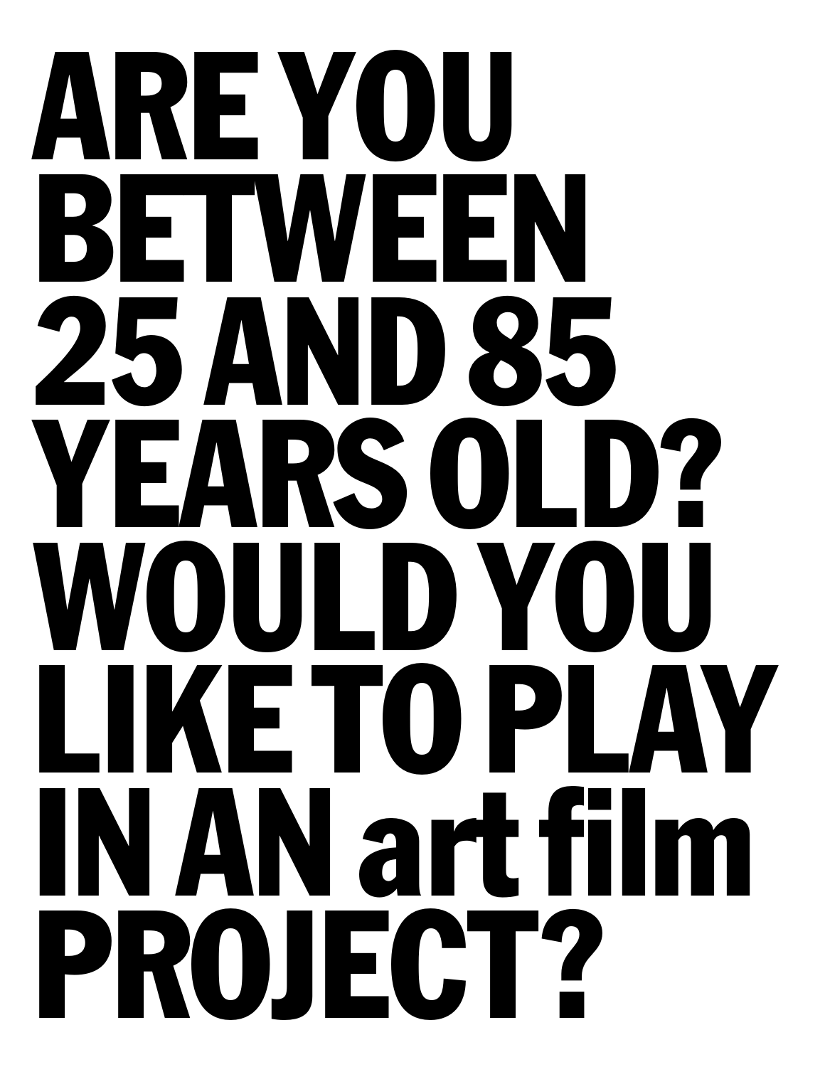# ARE YOU BETWEEN 25 AND 85 YEARS OLD? WOULD YOU LIKE TO PLAY IN AN art film PROJECT?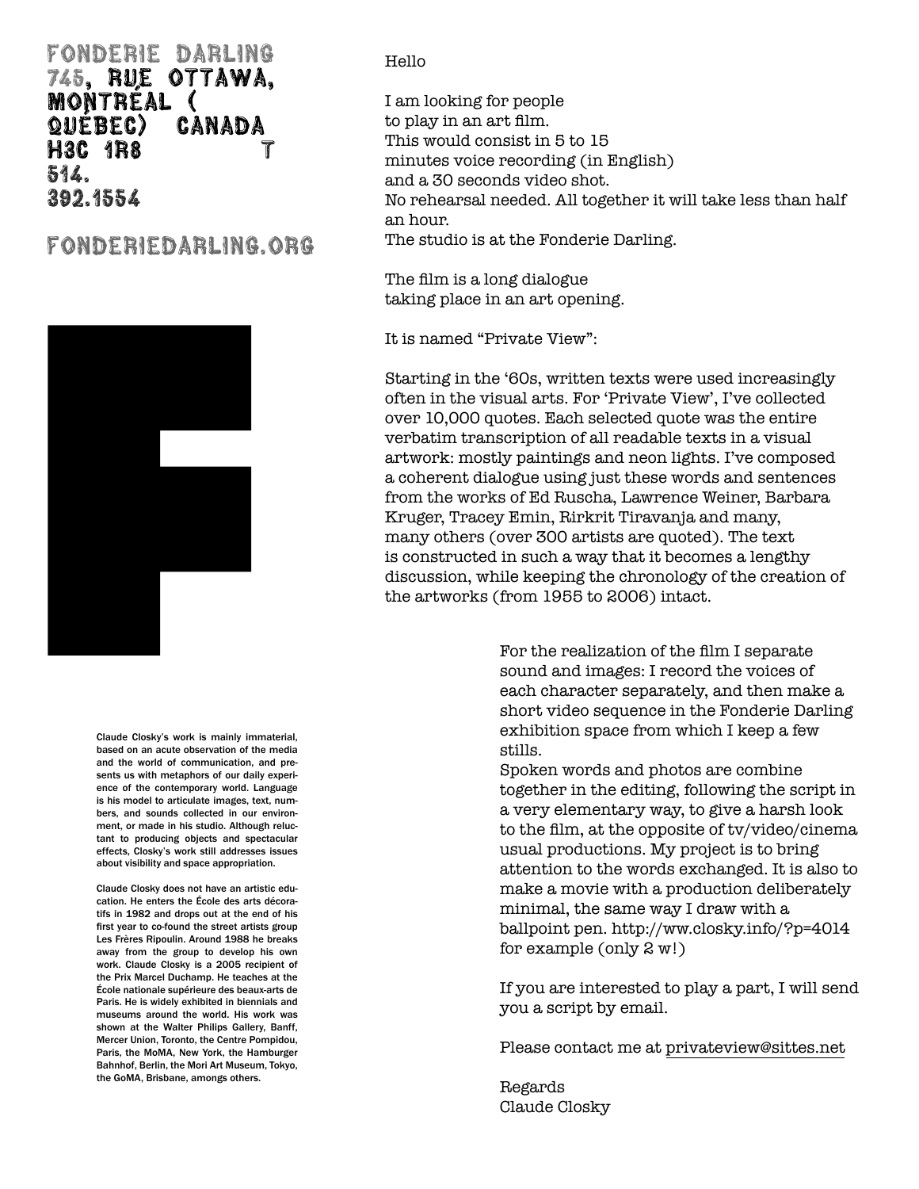FONDERIE DARLING
745, RUE OTTAWA, MONTRÉAL ( QUÉBEC) CANADA
H3C 1R8 T 514. 392.1554

FONDERIEDARLING.ORG

Hello

I am looking for people
to play in an art film.
This would consist in 5 to 15
minutes voice recording (in English)
and a 30 seconds video shot.
No rehearsal needed. All together it will take less than half an hour.
The studio is at the Fonderie Darling.

The film is a long dialogue
taking place in an art opening.

It is named “Private View”:

Starting in the ‘60s, written texts were used increasingly often in the visual arts. For ‘Private View’, I’ve collected over 10,000 quotes. Each selected quote was the entire verbatim transcription of all readable texts in a visual artwork: mostly paintings and neon lights. I’ve composed a coherent dialogue using just these words and sentences from the works of Ed Ruscha, Lawrence Weiner, Barbara Kruger, Tracey Emin, Rirkrit Tiravanja and many, many others (over 300 artists are quoted). The text is constructed in such a way that it becomes a lengthy discussion, while keeping the chronology of the creation of the artworks (from 1955 to 2006) intact.

For the realization of the film I separate sound and images: I record the voices of each character separately, and then make a short video sequence in the Fonderie Darling exhibition space from which I keep a few stills.
Spoken words and photos are combine together in the editing, following the script in a very elementary way, to give a harsh look to the film, at the opposite of tv/video/cinema usual productions. My project is to bring attention to the words exchanged. It is also to make a movie with a production deliberately minimal, the same way I draw with a ballpoint pen. http://ww.closky.info/?p=4014 for example (only 2 w!)

If you are interested to play a part, I will send you a script by email.

Please contact me at privateview@sittes.net

Regards
Claude Closky

Claude Closky’s work is mainly immaterial, based on an acute observation of the media and the world of communication, and presents us with metaphors of our daily experience of the contemporary world. Language is his model to articulate images, text, numbers, and sounds collected in our environment, or made in his studio. Although reluctant to producing objects and spectacular effects, Closky’s work still addresses issues about visibility and space appropriation.

Claude Closky does not have an artistic education. He enters the École des arts décoratifs in 1982 and drops out at the end of his first year to co-found the street artists group Les Frères Ripoulin. Around 1988 he breaks away from the group to develop his own work. Claude Closky is a 2005 recipient of the Prix Marcel Duchamp. He teaches at the École nationale supérieure des beaux-arts de Paris. He is widely exhibited in biennials and museums around the world. His work was shown at the Walter Philips Gallery, Banff, Mercer Union, Toronto, the Centre Pompidou, Paris, the MoMA, New York, the Hamburger Bahnhof, Berlin, the Mori Art Museum, Tokyo, the GoMA, Brisbane, amongs others.